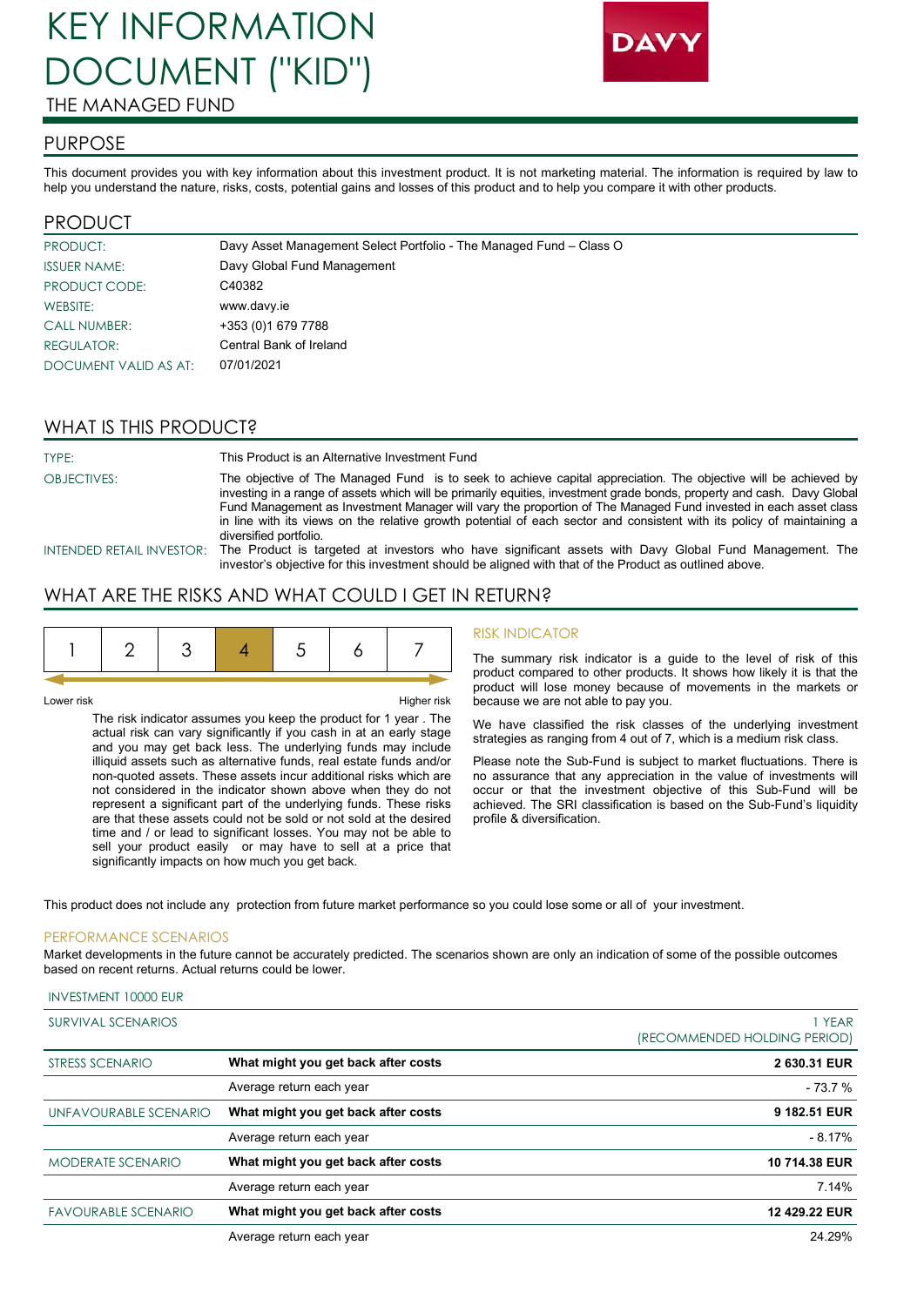# KEY INFORMATION DOCUMENT ("KID")

THE MANAGED FUND

DAVY

## PURPOSE

This document provides you with key information about this investment product. It is not marketing material. The information is required by law to help you understand the nature, risks, costs, potential gains and losses of this product and to help you compare it with other products.

## PRODUCT

| | |
|---|---|
| PRODUCT: | Davy Asset Management Select Portfolio - The Managed Fund – Class O |
| ISSUER NAME: | Davy Global Fund Management |
| PRODUCT CODE: | C40382 |
| WEBSITE: | www.davy.ie |
| CALL NUMBER: | +353 (0)1 679 7788 |
| REGULATOR: | Central Bank of Ireland |
| DOCUMENT VALID AS AT: | 07/01/2021 |

## WHAT IS THIS PRODUCT?

| | |
|---|---|
| TYPE: | This Product is an Alternative Investment Fund |
| OBJECTIVES: | The objective of The Managed Fund is to seek to achieve capital appreciation. The objective will be achieved by investing in a range of assets which will be primarily equities, investment grade bonds, property and cash. Davy Global Fund Management as Investment Manager will vary the proportion of The Managed Fund invested in each asset class in line with its views on the relative growth potential of each sector and consistent with its policy of maintaining a diversified portfolio. |
| INTENDED RETAIL INVESTOR: | The Product is targeted at investors who have significant assets with Davy Global Fund Management. The investor's objective for this investment should be aligned with that of the Product as outlined above. |

## WHAT ARE THE RISKS AND WHAT COULD I GET IN RETURN?

| 1 | 2 | 3 | **4** | 5 | 6 | 7 |
|---|---|---|---|---|---|---|

Lower risk — Higher risk

The risk indicator assumes you keep the product for 1 year . The actual risk can vary significantly if you cash in at an early stage and you may get back less. The underlying funds may include illiquid assets such as alternative funds, real estate funds and/or non-quoted assets. These assets incur additional risks which are not considered in the indicator shown above when they do not represent a significant part of the underlying funds. These risks are that these assets could not be sold or not sold at the desired time and / or lead to significant losses. You may not be able to sell your product easily or may have to sell at a price that significantly impacts on how much you get back.

### RISK INDICATOR

The summary risk indicator is a guide to the level of risk of this product compared to other products. It shows how likely it is that the product will lose money because of movements in the markets or because we are not able to pay you.

We have classified the risk classes of the underlying investment strategies as ranging from 4 out of 7, which is a medium risk class.

Please note the Sub-Fund is subject to market fluctuations. There is no assurance that any appreciation in the value of investments will occur or that the investment objective of this Sub-Fund will be achieved. The SRI classification is based on the Sub-Fund's liquidity profile & diversification.

This product does not include any protection from future market performance so you could lose some or all of your investment.

### PERFORMANCE SCENARIOS

Market developments in the future cannot be accurately predicted. The scenarios shown are only an indication of some of the possible outcomes based on recent returns. Actual returns could be lower.

INVESTMENT 10000 EUR

| SURVIVAL SCENARIOS | | 1 YEAR (RECOMMENDED HOLDING PERIOD) |
|---|---|---|
| STRESS SCENARIO | **What might you get back after costs** | **2 630.31 EUR** |
| | Average return each year | - 73.7 % |
| UNFAVOURABLE SCENARIO | **What might you get back after costs** | **9 182.51 EUR** |
| | Average return each year | - 8.17% |
| MODERATE SCENARIO | **What might you get back after costs** | **10 714.38 EUR** |
| | Average return each year | 7.14% |
| FAVOURABLE SCENARIO | **What might you get back after costs** | **12 429.22 EUR** |
| | Average return each year | 24.29% |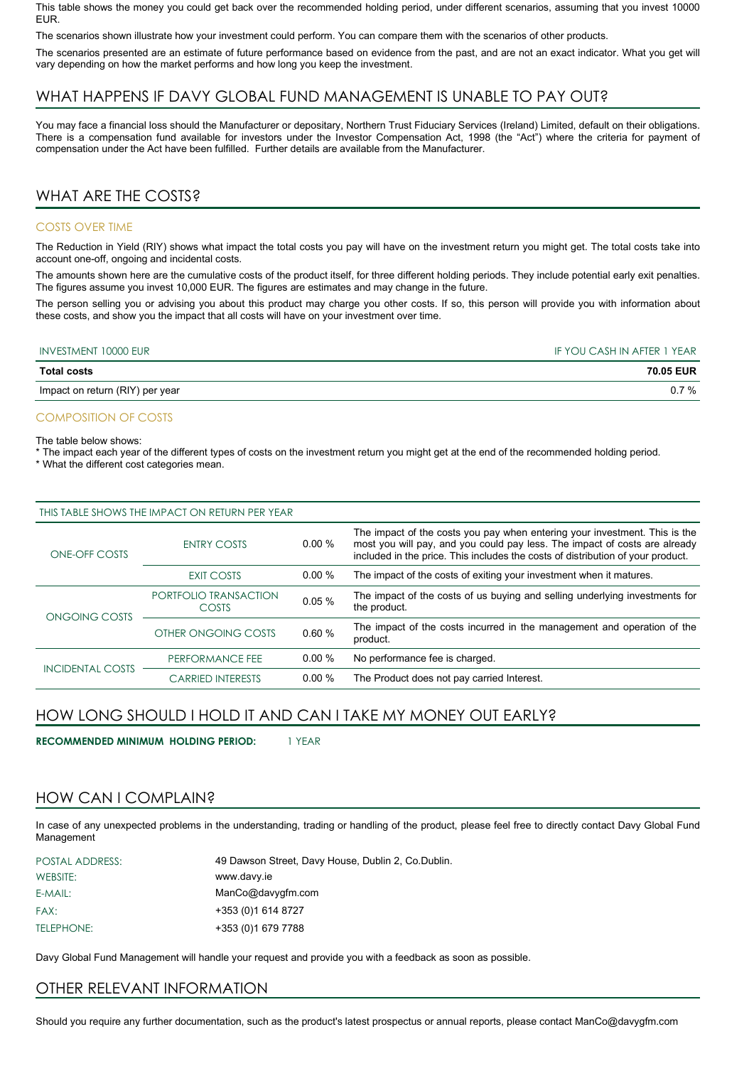This table shows the money you could get back over the recommended holding period, under different scenarios, assuming that you invest 10000 EUR.

The scenarios shown illustrate how your investment could perform. You can compare them with the scenarios of other products.

The scenarios presented are an estimate of future performance based on evidence from the past, and are not an exact indicator. What you get will vary depending on how the market performs and how long you keep the investment.

## WHAT HAPPENS IF DAVY GLOBAL FUND MANAGEMENT IS UNABLE TO PAY OUT?

You may face a financial loss should the Manufacturer or depositary, Northern Trust Fiduciary Services (Ireland) Limited, default on their obligations. There is a compensation fund available for investors under the Investor Compensation Act, 1998 (the "Act") where the criteria for payment of compensation under the Act have been fulfilled. Further details are available from the Manufacturer.

## WHAT ARE THE COSTS?

### COSTS OVER TIME

The Reduction in Yield (RIY) shows what impact the total costs you pay will have on the investment return you might get. The total costs take into account one-off, ongoing and incidental costs.

The amounts shown here are the cumulative costs of the product itself, for three different holding periods. They include potential early exit penalties. The figures assume you invest 10,000 EUR. The figures are estimates and may change in the future.

The person selling you or advising you about this product may charge you other costs. If so, this person will provide you with information about these costs, and show you the impact that all costs will have on your investment over time.

| INVESTMENT 10000 EUR | IF YOU CASH IN AFTER 1 YEAR |
|---|---|
| **Total costs** | **70.05 EUR** |
| Impact on return (RIY) per year | 0.7 % |

### COMPOSITION OF COSTS

The table below shows:
* The impact each year of the different types of costs on the investment return you might get at the end of the recommended holding period.
* What the different cost categories mean.

| THIS TABLE SHOWS THE IMPACT ON RETURN PER YEAR | | | |
|---|---|---|---|
| ONE-OFF COSTS | ENTRY COSTS | 0.00 % | The impact of the costs you pay when entering your investment. This is the most you will pay, and you could pay less. The impact of costs are already included in the price. This includes the costs of distribution of your product. |
| | EXIT COSTS | 0.00 % | The impact of the costs of exiting your investment when it matures. |
| ONGOING COSTS | PORTFOLIO TRANSACTION COSTS | 0.05 % | The impact of the costs of us buying and selling underlying investments for the product. |
| | OTHER ONGOING COSTS | 0.60 % | The impact of the costs incurred in the management and operation of the product. |
| INCIDENTAL COSTS | PERFORMANCE FEE | 0.00 % | No performance fee is charged. |
| | CARRIED INTERESTS | 0.00 % | The Product does not pay carried Interest. |

## HOW LONG SHOULD I HOLD IT AND CAN I TAKE MY MONEY OUT EARLY?

**RECOMMENDED MINIMUM HOLDING PERIOD:** 1 YEAR

## HOW CAN I COMPLAIN?

In case of any unexpected problems in the understanding, trading or handling of the product, please feel free to directly contact Davy Global Fund Management

| | |
|---|---|
| POSTAL ADDRESS: | 49 Dawson Street, Davy House, Dublin 2, Co.Dublin. |
| WEBSITE: | www.davy.ie |
| E-MAIL: | ManCo@davygfm.com |
| FAX: | +353 (0)1 614 8727 |
| TELEPHONE: | +353 (0)1 679 7788 |

Davy Global Fund Management will handle your request and provide you with a feedback as soon as possible.

## OTHER RELEVANT INFORMATION

Should you require any further documentation, such as the product's latest prospectus or annual reports, please contact ManCo@davygfm.com